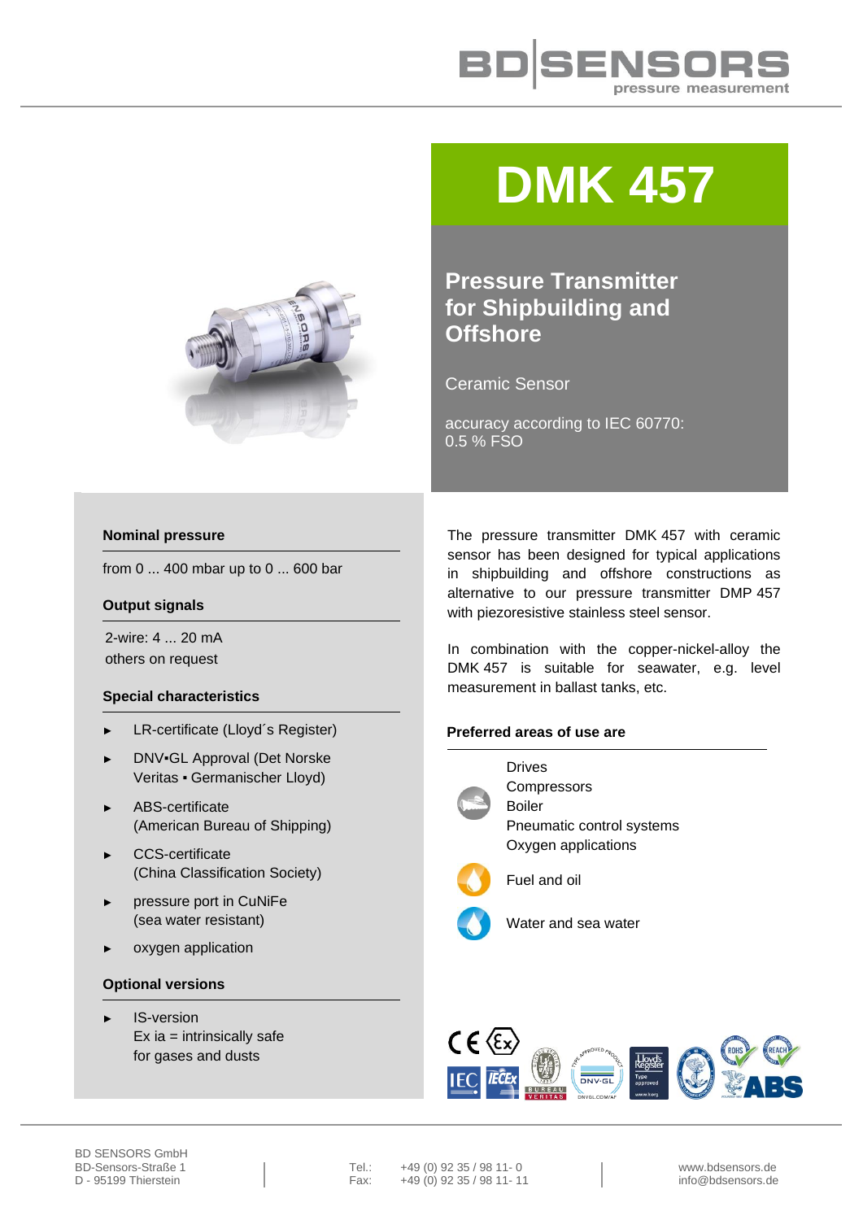# DMK 457

## Pressure Transmitter for Shipbuilding and Offshore

Ceramic Sensor

accuracy according to IEC 60770: 0.5 % FSO

### Nominal pressure

from 0 ... 400 mbar up to 0 ... 600 bar

### Output signals

2-wire: 4 ... 20 mA
others on request

### Special characteristics

- LR-certificate (Lloyd´s Register)
- DNV•GL Approval (Det Norske Veritas ▪ Germanischer Lloyd)
- ABS-certificate (American Bureau of Shipping)
- CCS-certificate (China Classification Society)
- pressure port in CuNiFe (sea water resistant)
- oxygen application

### Optional versions

- IS-version
  Ex ia = intrinsically safe for gases and dusts

The pressure transmitter DMK 457 with ceramic sensor has been designed for typical applications in shipbuilding and offshore constructions as alternative to our pressure transmitter DMP 457 with piezoresistive stainless steel sensor.

In combination with the copper-nickel-alloy the DMK 457 is suitable for seawater, e.g. level measurement in ballast tanks, etc.

### Preferred areas of use are

Drives
Compressors
Boiler
Pneumatic control systems
Oxygen applications

Fuel and oil

Water and sea water

BD SENSORS GmbH
BD-Sensors-Straße 1
D - 95199 Thierstein

Tel.: +49 (0) 92 35 / 98 11- 0
Fax: +49 (0) 92 35 / 98 11- 11

www.bdsensors.de
info@bdsensors.de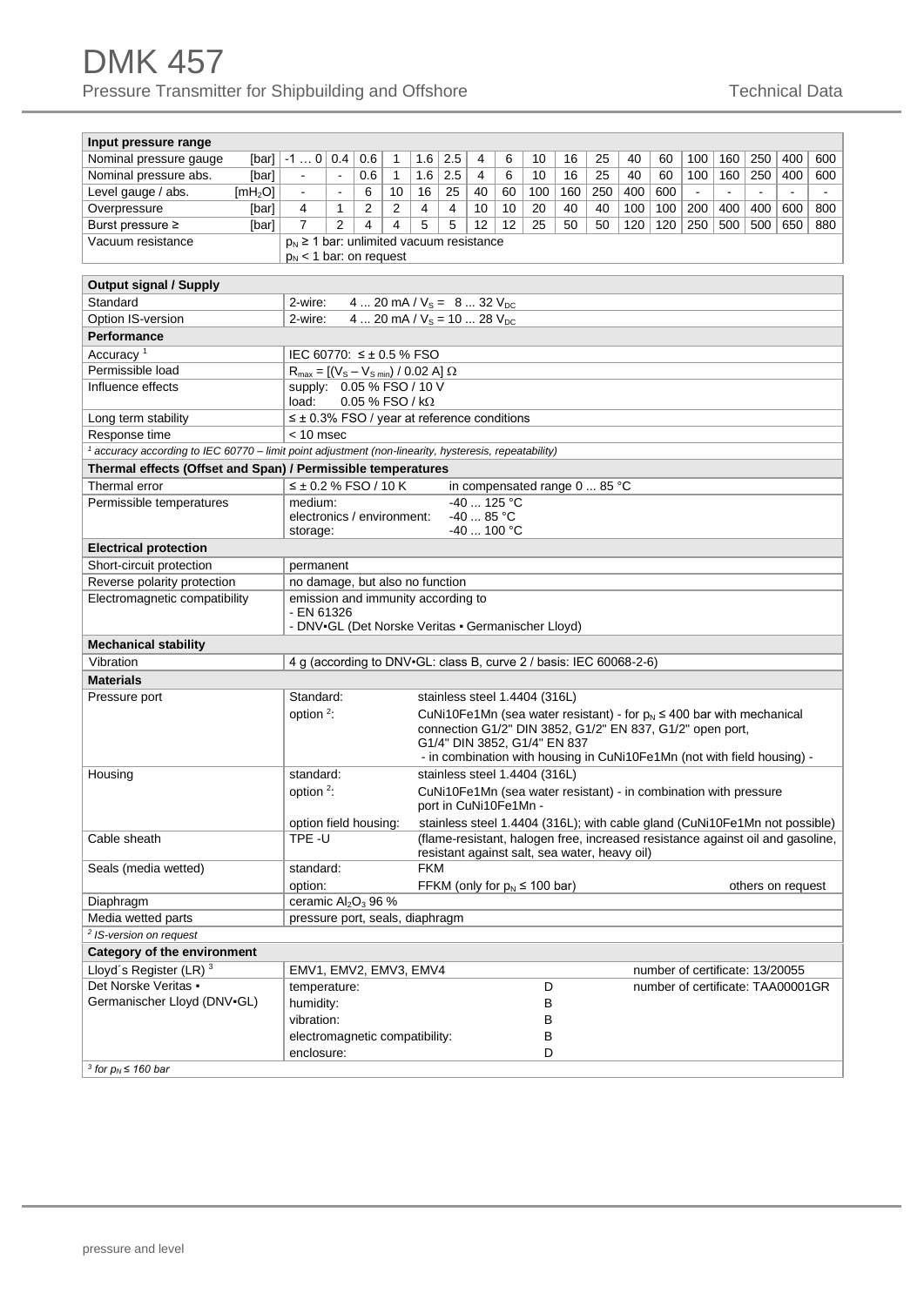# DMK 457

Pressure Transmitter for Shipbuilding and Offshore

Technical Data

| Input pressure range | | | | | | | | | | | | | | | | | | | | |
|---|---|---|---|---|---|---|---|---|---|---|---|---|---|---|---|---|---|---|---|---|
| Nominal pressure gauge | [bar] | -1 … 0 | 0.4 | 0.6 | 1 | 1.6 | 2.5 | 4 | 6 | 10 | 16 | 25 | 40 | 60 | 100 | 160 | 250 | 400 | 600 |
| Nominal pressure abs. | [bar] | - | - | 0.6 | 1 | 1.6 | 2.5 | 4 | 6 | 10 | 16 | 25 | 40 | 60 | 100 | 160 | 250 | 400 | 600 |
| Level gauge / abs. | [$mH_2O$] | - | - | 6 | 10 | 16 | 25 | 40 | 60 | 100 | 160 | 250 | 400 | 600 | - | - | - | - | - |
| Overpressure | [bar] | 4 | 1 | 2 | 2 | 4 | 4 | 10 | 10 | 20 | 40 | 40 | 100 | 100 | 200 | 400 | 400 | 600 | 800 |
| Burst pressure ≥ | [bar] | 7 | 2 | 4 | 4 | 5 | 5 | 12 | 12 | 25 | 50 | 50 | 120 | 120 | 250 | 500 | 500 | 650 | 880 |
| Vacuum resistance | | $p_N$ ≥ 1 bar: unlimited vacuum resistance<br>$p_N$ < 1 bar: on request | | | | | | | | | | | | | | | | | |

| Output signal / Supply | |
|---|---|
| Standard | 2-wire: 4 ... 20 mA / $V_S$ = 8 ... 32 $V_{DC}$ |
| Option IS-version | 2-wire: 4 ... 20 mA / $V_S$ = 10 ... 28 $V_{DC}$ |
| **Performance** | |
| Accuracy [1] | IEC 60770: ≤ ± 0.5 % FSO |
| Permissible load | $R_{max} = [(V_S – V_{S\,min}) / 0.02\ A]\ \Omega$ |
| Influence effects | supply: 0.05 % FSO / 10 V<br>load: 0.05 % FSO / kΩ |
| Long term stability | ≤ ± 0.3% FSO / year at reference conditions |
| Response time | < 10 msec |

*[1] accuracy according to IEC 60770 – limit point adjustment (non-linearity, hysteresis, repeatability)*

| Thermal effects (Offset and Span) / Permissible temperatures | |
|---|---|
| Thermal error | ≤ ± 0.2 % FSO / 10 K in compensated range 0 ... 85 °C |
| Permissible temperatures | medium: -40 ... 125 °C<br>electronics / environment: -40 ... 85 °C<br>storage: -40 ... 100 °C |
| **Electrical protection** | |
| Short-circuit protection | permanent |
| Reverse polarity protection | no damage, but also no function |
| Electromagnetic compatibility | emission and immunity according to<br>- EN 61326<br>- DNV•GL (Det Norske Veritas • Germanischer Lloyd) |
| **Mechanical stability** | |
| Vibration | 4 g (according to DNV•GL: class B, curve 2 / basis: IEC 60068-2-6) |

| Materials | | |
|---|---|---|
| Pressure port | Standard: | stainless steel 1.4404 (316L) |
| | option [2]: | CuNi10Fe1Mn (sea water resistant) - for $p_N$ ≤ 400 bar with mechanical connection G1/2" DIN 3852, G1/2" EN 837, G1/2" open port, G1/4" DIN 3852, G1/4" EN 837<br>- in combination with housing in CuNi10Fe1Mn (not with field housing) - |
| Housing | standard: | stainless steel 1.4404 (316L) |
| | option [2]: | CuNi10Fe1Mn (sea water resistant) - in combination with pressure port in CuNi10Fe1Mn - |
| | option field housing: | stainless steel 1.4404 (316L); with cable gland (CuNi10Fe1Mn not possible) |
| Cable sheath | TPE -U | (flame-resistant, halogen free, increased resistance against oil and gasoline, resistant against salt, sea water, heavy oil) |
| Seals (media wetted) | standard: | FKM |
| | option: | FFKM (only for $p_N$ ≤ 100 bar) others on request |
| Diaphragm | ceramic $Al_2O_3$ 96 % | |
| Media wetted parts | pressure port, seals, diaphragm | |

*[2] IS-version on request*

| Category of the environment | | | |
|---|---|---|---|
| Lloyd´s Register (LR) [3] | EMV1, EMV2, EMV3, EMV4 | | number of certificate: 13/20055 |
| Det Norske Veritas • Germanischer Lloyd (DNV•GL) | temperature: | D | number of certificate: TAA00001GR |
| | humidity: | B | |
| | vibration: | B | |
| | electromagnetic compatibility: | B | |
| | enclosure: | D | |

*[3] for $p_N$ ≤ 160 bar*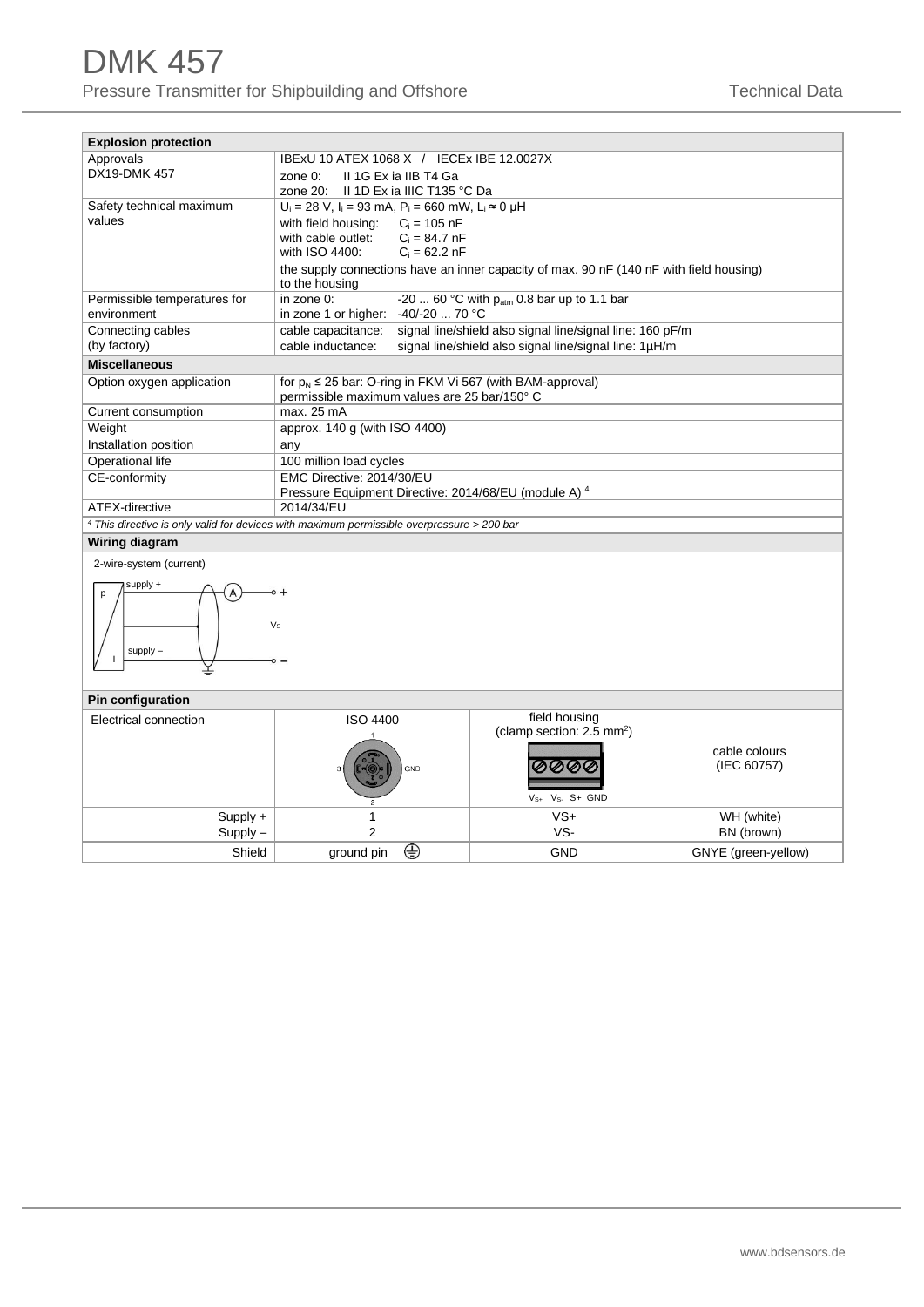# DMK 457

Pressure Transmitter for Shipbuilding and Offshore

Technical Data

| **Explosion protection** | |
|---|---|
| Approvals<br>DX19-DMK 457 | IBExU 10 ATEX 1068 X / IECEx IBE 12.0027X<br>zone 0: II 1G Ex ia IIB T4 Ga<br>zone 20: II 1D Ex ia IIIC T135 °C Da |
| Safety technical maximum values | $U_i$ = 28 V, $I_i$ = 93 mA, $P_i$ = 660 mW, $L_i$ ≈ 0 µH<br>with field housing: $C_i$ = 105 nF<br>with cable outlet: $C_i$ = 84.7 nF<br>with ISO 4400: $C_i$ = 62.2 nF<br>the supply connections have an inner capacity of max. 90 nF (140 nF with field housing) to the housing |
| Permissible temperatures for environment | in zone 0: -20 ... 60 °C with $p_{atm}$ 0.8 bar up to 1.1 bar<br>in zone 1 or higher: -40/-20 ... 70 °C |
| Connecting cables (by factory) | cable capacitance: signal line/shield also signal line/signal line: 160 pF/m<br>cable inductance: signal line/shield also signal line/signal line: 1µH/m |
| **Miscellaneous** | |
| Option oxygen application | for $p_N$ ≤ 25 bar: O-ring in FKM Vi 567 (with BAM-approval)<br>permissible maximum values are 25 bar/150° C |
| Current consumption | max. 25 mA |
| Weight | approx. 140 g (with ISO 4400) |
| Installation position | any |
| Operational life | 100 million load cycles |
| CE-conformity | EMC Directive: 2014/30/EU<br>Pressure Equipment Directive: 2014/68/EU (module A) [4] |
| ATEX-directive | 2014/34/EU |

*[4] This directive is only valid for devices with maximum permissible overpressure > 200 bar*

**Wiring diagram**

2-wire-system (current)

**Pin configuration**

| Electrical connection | ISO 4400 | field housing (clamp section: 2.5 mm²) | cable colours (IEC 60757) |
|---|---|---|---|
| Supply +<br>Supply – | 1<br>2 | VS+<br>VS- | WH (white)<br>BN (brown) |
| Shield | ground pin ⏚ | GND | GNYE (green-yellow) |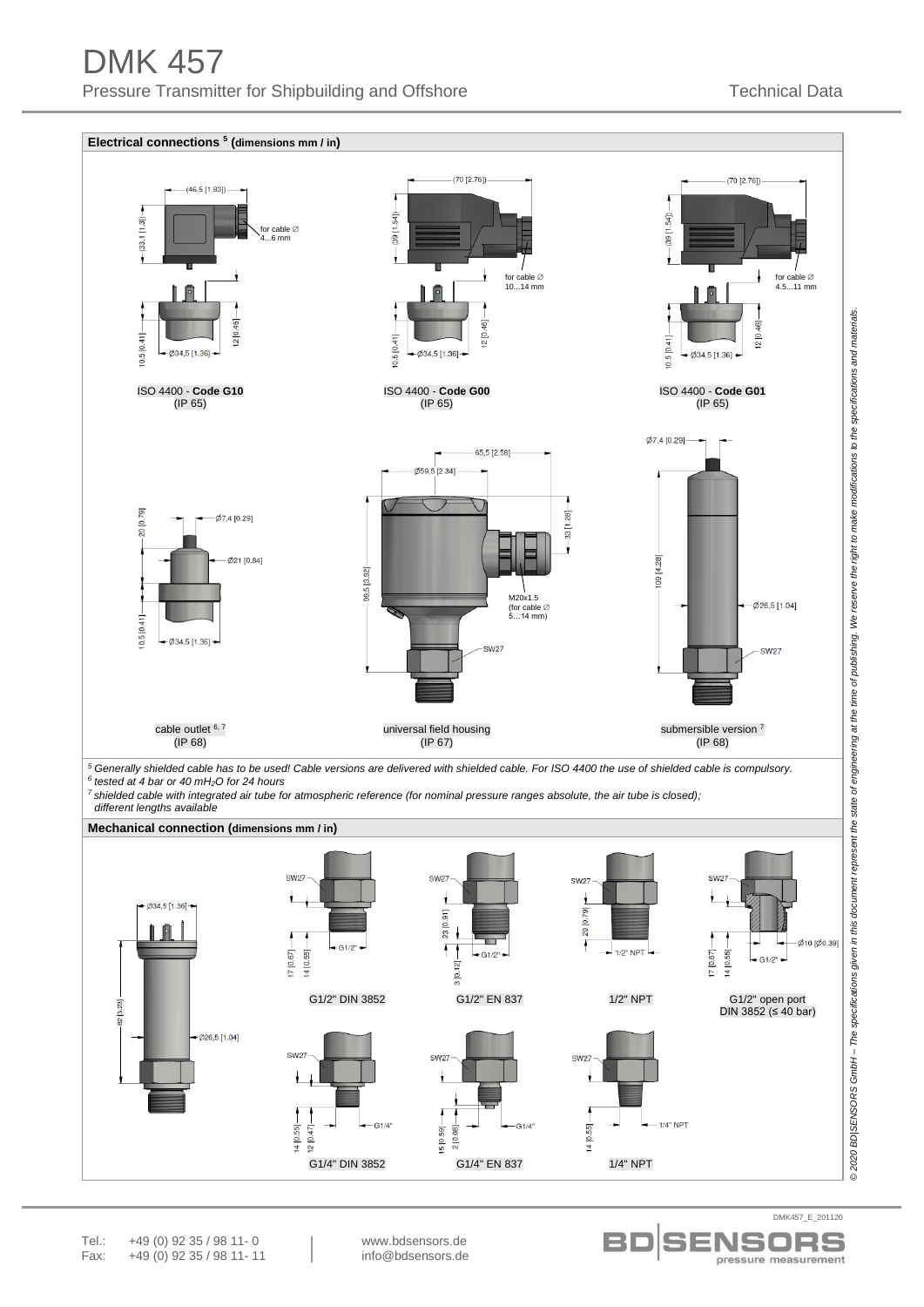## Electrical connections [5] (dimensions mm / in)

ISO 4400 - **Code G10**
(IP 65)

ISO 4400 - **Code G00**
(IP 65)

ISO 4400 - **Code G01**
(IP 65)

cable outlet [6, 7]
(IP 68)

universal field housing
(IP 67)

submersible version [7]
(IP 68)

*[5] Generally shielded cable has to be used! Cable versions are delivered with shielded cable. For ISO 4400 the use of shielded cable is compulsory.*
*[6] tested at 4 bar or 40 mH₂O for 24 hours*
*[7] shielded cable with integrated air tube for atmospheric reference (for nominal pressure ranges absolute, the air tube is closed); different lengths available*

## Mechanical connection (dimensions mm / in)

G1/2" DIN 3852

G1/2" EN 837

1/2" NPT

G1/2" open port
DIN 3852 (≤ 40 bar)

G1/4" DIN 3852

G1/4" EN 837

1/4" NPT

Tel.: +49 (0) 92 35 / 98 11- 0
Fax: +49 (0) 92 35 / 98 11- 11

www.bdsensors.de
info@bdsensors.de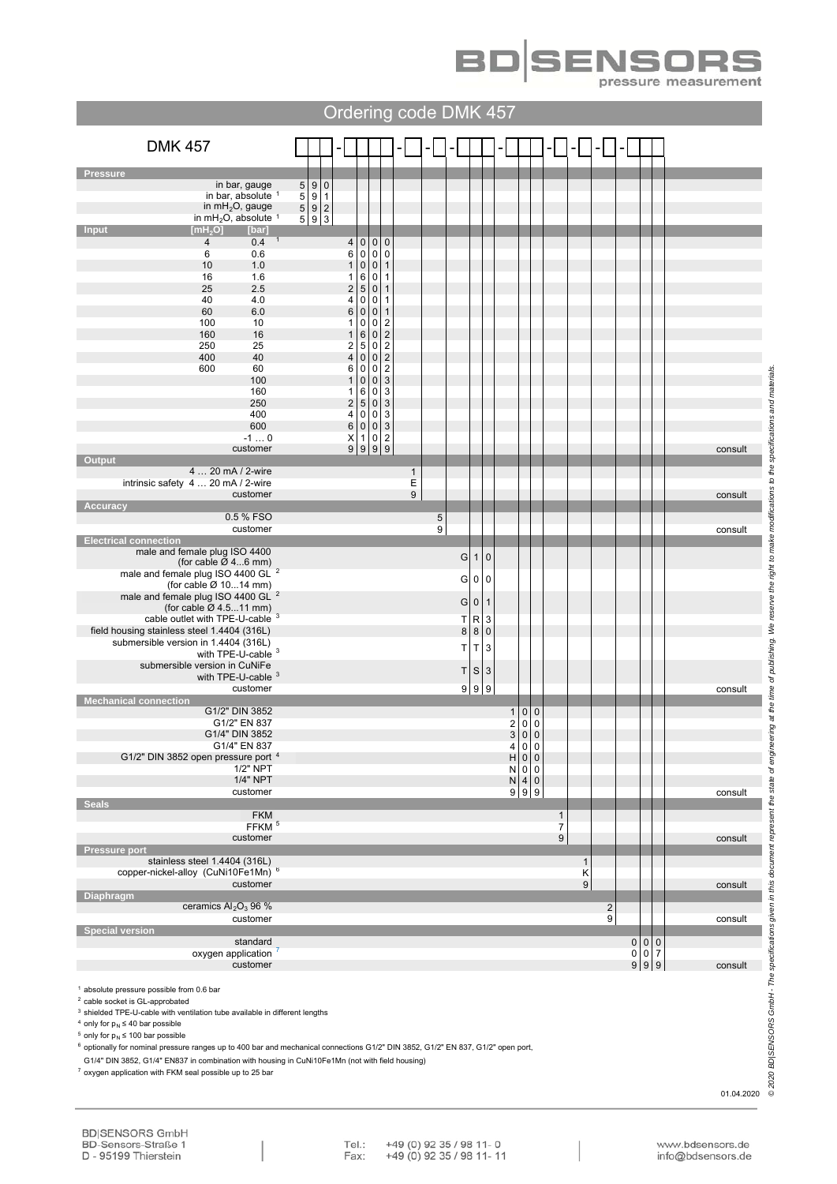# Ordering code DMK 457

DMK 457 [ ][ ][ ] - [ ][ ][ ][ ] - [ ] - [ ] - [ ][ ][ ] - [ ][ ][ ] - [ ] - [ ] - [ ] - [ ][ ][ ]

| | | Code | |
|---|---|---|---|
| **Pressure** | | | |
| in bar, gauge | | 5 9 0 | |
| in bar, absolute [1] | | 5 9 1 | |
| in $mH_2O$, gauge | | 5 9 2 | |
| in $mH_2O$, absolute [1] | | 5 9 3 | |
| **Input** [$mH_2O$] | [bar] | | |
| 4 | 0.4 [1] | 4 0 0 0 | |
| 6 | 0.6 | 6 0 0 0 | |
| 10 | 1.0 | 1 0 0 1 | |
| 16 | 1.6 | 1 6 0 1 | |
| 25 | 2.5 | 2 5 0 1 | |
| 40 | 4.0 | 4 0 0 1 | |
| 60 | 6.0 | 6 0 0 1 | |
| 100 | 10 | 1 0 0 2 | |
| 160 | 16 | 1 6 0 2 | |
| 250 | 25 | 2 5 0 2 | |
| 400 | 40 | 4 0 0 2 | |
| 600 | 60 | 6 0 0 2 | |
| | 100 | 1 0 0 3 | |
| | 160 | 1 6 0 3 | |
| | 250 | 2 5 0 3 | |
| | 400 | 4 0 0 3 | |
| | 600 | 6 0 0 3 | |
| | -1 … 0 | X 1 0 2 | |
| | customer | 9 9 9 9 | consult |
| **Output** | | | |
| 4 … 20 mA / 2-wire | | 1 | |
| intrinsic safety 4 … 20 mA / 2-wire | | E | |
| customer | | 9 | consult |
| **Accuracy** | | | |
| 0.5 % FSO | | 5 | |
| customer | | 9 | consult |
| **Electrical connection** | | | |
| male and female plug ISO 4400 (for cable Ø 4...6 mm) | | G 1 0 | |
| male and female plug ISO 4400 GL [2] (for cable Ø 10...14 mm) | | G 0 0 | |
| male and female plug ISO 4400 GL [2] (for cable Ø 4.5...11 mm) | | G 0 1 | |
| cable outlet with TPE-U-cable [3] | | T R 3 | |
| field housing stainless steel 1.4404 (316L) | | 8 8 0 | |
| submersible version in 1.4404 (316L) with TPE-U-cable [3] | | T T 3 | |
| submersible version in CuNiFe with TPE-U-cable [3] | | T S 3 | |
| customer | | 9 9 9 | consult |
| **Mechanical connection** | | | |
| G1/2" DIN 3852 | | 1 0 0 | |
| G1/2" EN 837 | | 2 0 0 | |
| G1/4" DIN 3852 | | 3 0 0 | |
| G1/4" EN 837 | | 4 0 0 | |
| G1/2" DIN 3852 open pressure port [4] | | H 0 0 | |
| 1/2" NPT | | N 0 0 | |
| 1/4" NPT | | N 4 0 | |
| customer | | 9 9 9 | consult |
| **Seals** | | | |
| FKM | | 1 | |
| FFKM [5] | | 7 | |
| customer | | 9 | consult |
| **Pressure port** | | | |
| stainless steel 1.4404 (316L) | | 1 | |
| copper-nickel-alloy (CuNi10Fe1Mn) [6] | | K | |
| customer | | 9 | consult |
| **Diaphragm** | | | |
| ceramics $Al_2O_3$ 96 % | | 2 | |
| customer | | 9 | consult |
| **Special version** | | | |
| standard | | 0 0 0 | |
| oxygen application [7] | | 0 0 7 | |
| customer | | 9 9 9 | consult |

[1] absolute pressure possible from 0.6 bar
[2] cable socket is GL-approbated
[3] shielded TPE-U-cable with ventilation tube available in different lengths
[4] only for $p_N \leq 40$ bar possible
[5] only for $p_N \leq 100$ bar possible
[6] optionally for nominal pressure ranges up to 400 bar and mechanical connections G1/2" DIN 3852, G1/2" EN 837, G1/2" open port, G1/4" DIN 3852, G1/4" EN837 in combination with housing in CuNi10Fe1Mn (not with field housing)
[7] oxygen application with FKM seal possible up to 25 bar

01.04.2020

© 2020 BD|SENSORS GmbH - The specifications given in this document represent the state of engineering at the time of publishing. We reserve the right to make modifications to the specifications and materials.

BD|SENSORS GmbH
BD-Sensors-Straße 1
D - 95199 Thierstein

Tel.: +49 (0) 92 35 / 98 11- 0
Fax: +49 (0) 92 35 / 98 11- 11

www.bdsensors.de
info@bdsensors.de